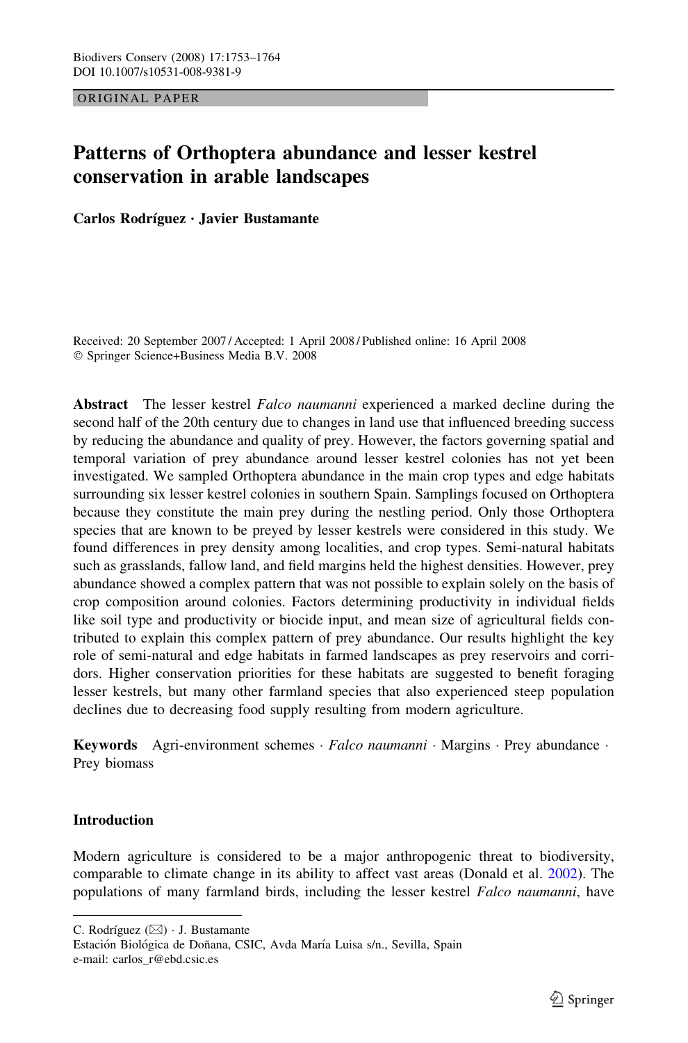ORIGINAL PAPER

# Patterns of Orthoptera abundance and lesser kestrel conservation in arable landscapes

**Carlos Rodríguez · Javier Bustamante**

Received: 20 September 2007 / Accepted: 1 April 2008 / Published online: 16 April 2008
© Springer Science+Business Media B.V. 2008

**Abstract** The lesser kestrel *Falco naumanni* experienced a marked decline during the second half of the 20th century due to changes in land use that influenced breeding success by reducing the abundance and quality of prey. However, the factors governing spatial and temporal variation of prey abundance around lesser kestrel colonies has not yet been investigated. We sampled Orthoptera abundance in the main crop types and edge habitats surrounding six lesser kestrel colonies in southern Spain. Samplings focused on Orthoptera because they constitute the main prey during the nestling period. Only those Orthoptera species that are known to be preyed by lesser kestrels were considered in this study. We found differences in prey density among localities, and crop types. Semi-natural habitats such as grasslands, fallow land, and field margins held the highest densities. However, prey abundance showed a complex pattern that was not possible to explain solely on the basis of crop composition around colonies. Factors determining productivity in individual fields like soil type and productivity or biocide input, and mean size of agricultural fields contributed to explain this complex pattern of prey abundance. Our results highlight the key role of semi-natural and edge habitats in farmed landscapes as prey reservoirs and corridors. Higher conservation priorities for these habitats are suggested to benefit foraging lesser kestrels, but many other farmland species that also experienced steep population declines due to decreasing food supply resulting from modern agriculture.

**Keywords** Agri-environment schemes · *Falco naumanni* · Margins · Prey abundance · Prey biomass

## Introduction

Modern agriculture is considered to be a major anthropogenic threat to biodiversity, comparable to climate change in its ability to affect vast areas (Donald et al. 2002). The populations of many farmland birds, including the lesser kestrel *Falco naumanni*, have

---

C. Rodríguez (✉) · J. Bustamante
Estación Biológica de Doñana, CSIC, Avda María Luisa s/n., Sevilla, Spain
e-mail: carlos_r@ebd.csic.es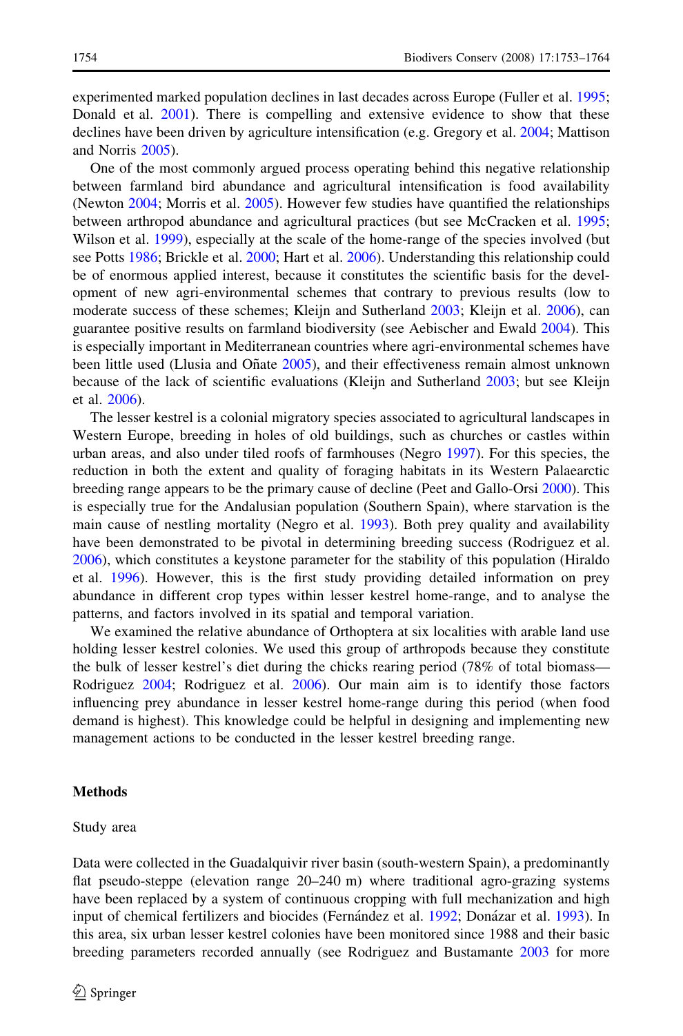experimented marked population declines in last decades across Europe (Fuller et al. 1995; Donald et al. 2001). There is compelling and extensive evidence to show that these declines have been driven by agriculture intensification (e.g. Gregory et al. 2004; Mattison and Norris 2005).

One of the most commonly argued process operating behind this negative relationship between farmland bird abundance and agricultural intensification is food availability (Newton 2004; Morris et al. 2005). However few studies have quantified the relationships between arthropod abundance and agricultural practices (but see McCracken et al. 1995; Wilson et al. 1999), especially at the scale of the home-range of the species involved (but see Potts 1986; Brickle et al. 2000; Hart et al. 2006). Understanding this relationship could be of enormous applied interest, because it constitutes the scientific basis for the development of new agri-environmental schemes that contrary to previous results (low to moderate success of these schemes; Kleijn and Sutherland 2003; Kleijn et al. 2006), can guarantee positive results on farmland biodiversity (see Aebischer and Ewald 2004). This is especially important in Mediterranean countries where agri-environmental schemes have been little used (Llusia and Oñate 2005), and their effectiveness remain almost unknown because of the lack of scientific evaluations (Kleijn and Sutherland 2003; but see Kleijn et al. 2006).

The lesser kestrel is a colonial migratory species associated to agricultural landscapes in Western Europe, breeding in holes of old buildings, such as churches or castles within urban areas, and also under tiled roofs of farmhouses (Negro 1997). For this species, the reduction in both the extent and quality of foraging habitats in its Western Palaearctic breeding range appears to be the primary cause of decline (Peet and Gallo-Orsi 2000). This is especially true for the Andalusian population (Southern Spain), where starvation is the main cause of nestling mortality (Negro et al. 1993). Both prey quality and availability have been demonstrated to be pivotal in determining breeding success (Rodriguez et al. 2006), which constitutes a keystone parameter for the stability of this population (Hiraldo et al. 1996). However, this is the first study providing detailed information on prey abundance in different crop types within lesser kestrel home-range, and to analyse the patterns, and factors involved in its spatial and temporal variation.

We examined the relative abundance of Orthoptera at six localities with arable land use holding lesser kestrel colonies. We used this group of arthropods because they constitute the bulk of lesser kestrel's diet during the chicks rearing period (78% of total biomass—Rodriguez 2004; Rodriguez et al. 2006). Our main aim is to identify those factors influencing prey abundance in lesser kestrel home-range during this period (when food demand is highest). This knowledge could be helpful in designing and implementing new management actions to be conducted in the lesser kestrel breeding range.

## Methods

### Study area

Data were collected in the Guadalquivir river basin (south-western Spain), a predominantly flat pseudo-steppe (elevation range 20–240 m) where traditional agro-grazing systems have been replaced by a system of continuous cropping with full mechanization and high input of chemical fertilizers and biocides (Fernández et al. 1992; Donázar et al. 1993). In this area, six urban lesser kestrel colonies have been monitored since 1988 and their basic breeding parameters recorded annually (see Rodriguez and Bustamante 2003 for more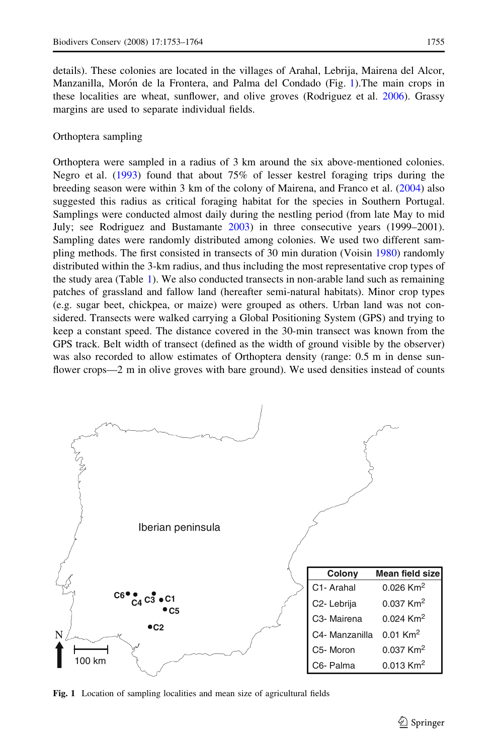details). These colonies are located in the villages of Arahal, Lebrija, Mairena del Alcor, Manzanilla, Morón de la Frontera, and Palma del Condado (Fig. 1).The main crops in these localities are wheat, sunflower, and olive groves (Rodriguez et al. 2006). Grassy margins are used to separate individual fields.

Orthoptera sampling

Orthoptera were sampled in a radius of 3 km around the six above-mentioned colonies. Negro et al. (1993) found that about 75% of lesser kestrel foraging trips during the breeding season were within 3 km of the colony of Mairena, and Franco et al. (2004) also suggested this radius as critical foraging habitat for the species in Southern Portugal. Samplings were conducted almost daily during the nestling period (from late May to mid July; see Rodriguez and Bustamante 2003) in three consecutive years (1999–2001). Sampling dates were randomly distributed among colonies. We used two different sampling methods. The first consisted in transects of 30 min duration (Voisin 1980) randomly distributed within the 3-km radius, and thus including the most representative crop types of the study area (Table 1). We also conducted transects in non-arable land such as remaining patches of grassland and fallow land (hereafter semi-natural habitats). Minor crop types (e.g. sugar beet, chickpea, or maize) were grouped as others. Urban land was not considered. Transects were walked carrying a Global Positioning System (GPS) and trying to keep a constant speed. The distance covered in the 30-min transect was known from the GPS track. Belt width of transect (defined as the width of ground visible by the observer) was also recorded to allow estimates of Orthoptera density (range: 0.5 m in dense sunflower crops—2 m in olive groves with bare ground). We used densities instead of counts

| Colony | Mean field size |
|---|---|
| C1- Arahal | 0.026 $Km^2$ |
| C2- Lebrija | 0.037 $Km^2$ |
| C3- Mairena | 0.024 $Km^2$ |
| C4- Manzanilla | 0.01 $Km^2$ |
| C5- Moron | 0.037 $Km^2$ |
| C6- Palma | 0.013 $Km^2$ |

**Fig. 1** Location of sampling localities and mean size of agricultural fields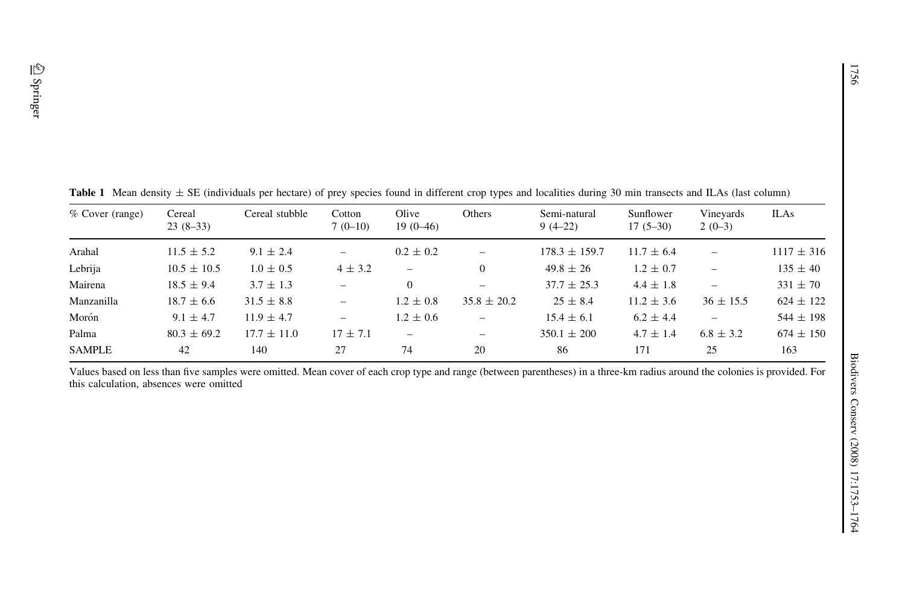**Table 1** Mean density ± SE (individuals per hectare) of prey species found in different crop types and localities during 30 min transects and ILAs (last column)

| % Cover (range) | Cereal 23 (8–33) | Cereal stubble | Cotton 7 (0–10) | Olive 19 (0–46) | Others | Semi-natural 9 (4–22) | Sunflower 17 (5–30) | Vineyards 2 (0–3) | ILAs |
|---|---|---|---|---|---|---|---|---|---|
| Arahal | 11.5 ± 5.2 | 9.1 ± 2.4 | – | 0.2 ± 0.2 | – | 178.3 ± 159.7 | 11.7 ± 6.4 | – | 1117 ± 316 |
| Lebrija | 10.5 ± 10.5 | 1.0 ± 0.5 | 4 ± 3.2 | – | 0 | 49.8 ± 26 | 1.2 ± 0.7 | – | 135 ± 40 |
| Mairena | 18.5 ± 9.4 | 3.7 ± 1.3 | – | 0 | – | 37.7 ± 25.3 | 4.4 ± 1.8 | – | 331 ± 70 |
| Manzanilla | 18.7 ± 6.6 | 31.5 ± 8.8 | – | 1.2 ± 0.8 | 35.8 ± 20.2 | 25 ± 8.4 | 11.2 ± 3.6 | 36 ± 15.5 | 624 ± 122 |
| Morón | 9.1 ± 4.7 | 11.9 ± 4.7 | – | 1.2 ± 0.6 | – | 15.4 ± 6.1 | 6.2 ± 4.4 | – | 544 ± 198 |
| Palma | 80.3 ± 69.2 | 17.7 ± 11.0 | 17 ± 7.1 | – | – | 350.1 ± 200 | 4.7 ± 1.4 | 6.8 ± 3.2 | 674 ± 150 |
| SAMPLE | 42 | 140 | 27 | 74 | 20 | 86 | 171 | 25 | 163 |

Values based on less than five samples were omitted. Mean cover of each crop type and range (between parentheses) in a three-km radius around the colonies is provided. For this calculation, absences were omitted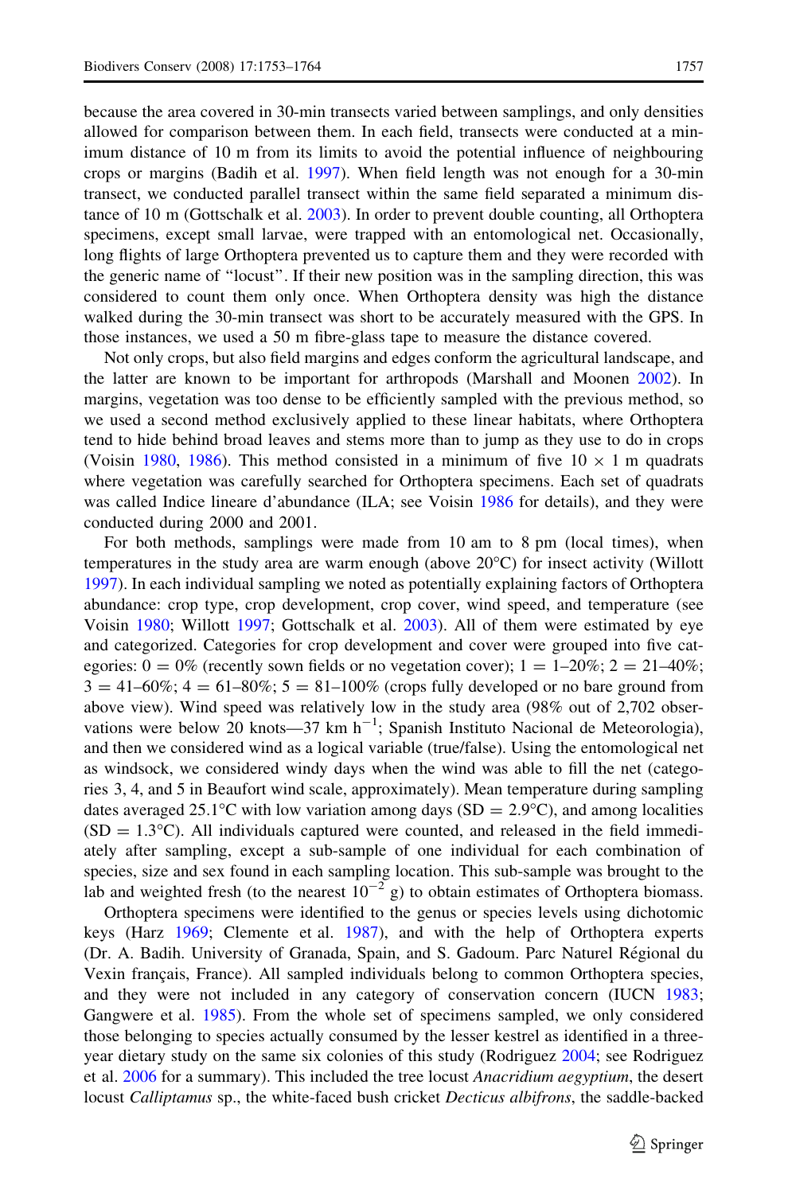because the area covered in 30-min transects varied between samplings, and only densities allowed for comparison between them. In each field, transects were conducted at a minimum distance of 10 m from its limits to avoid the potential influence of neighbouring crops or margins (Badih et al. 1997). When field length was not enough for a 30-min transect, we conducted parallel transect within the same field separated a minimum distance of 10 m (Gottschalk et al. 2003). In order to prevent double counting, all Orthoptera specimens, except small larvae, were trapped with an entomological net. Occasionally, long flights of large Orthoptera prevented us to capture them and they were recorded with the generic name of "locust". If their new position was in the sampling direction, this was considered to count them only once. When Orthoptera density was high the distance walked during the 30-min transect was short to be accurately measured with the GPS. In those instances, we used a 50 m fibre-glass tape to measure the distance covered.

Not only crops, but also field margins and edges conform the agricultural landscape, and the latter are known to be important for arthropods (Marshall and Moonen 2002). In margins, vegetation was too dense to be efficiently sampled with the previous method, so we used a second method exclusively applied to these linear habitats, where Orthoptera tend to hide behind broad leaves and stems more than to jump as they use to do in crops (Voisin 1980, 1986). This method consisted in a minimum of five $10 \times 1$ m quadrats where vegetation was carefully searched for Orthoptera specimens. Each set of quadrats was called Indice lineare d'abundance (ILA; see Voisin 1986 for details), and they were conducted during 2000 and 2001.

For both methods, samplings were made from 10 am to 8 pm (local times), when temperatures in the study area are warm enough (above 20°C) for insect activity (Willott 1997). In each individual sampling we noted as potentially explaining factors of Orthoptera abundance: crop type, crop development, crop cover, wind speed, and temperature (see Voisin 1980; Willott 1997; Gottschalk et al. 2003). All of them were estimated by eye and categorized. Categories for crop development and cover were grouped into five categories: 0 = 0% (recently sown fields or no vegetation cover); 1 = 1–20%; 2 = 21–40%; 3 = 41–60%; 4 = 61–80%; 5 = 81–100% (crops fully developed or no bare ground from above view). Wind speed was relatively low in the study area (98% out of 2,702 observations were below 20 knots—37 km $h^{-1}$; Spanish Instituto Nacional de Meteorologia), and then we considered wind as a logical variable (true/false). Using the entomological net as windsock, we considered windy days when the wind was able to fill the net (categories 3, 4, and 5 in Beaufort wind scale, approximately). Mean temperature during sampling dates averaged 25.1°C with low variation among days (SD = 2.9°C), and among localities (SD = 1.3°C). All individuals captured were counted, and released in the field immediately after sampling, except a sub-sample of one individual for each combination of species, size and sex found in each sampling location. This sub-sample was brought to the lab and weighted fresh (to the nearest $10^{-2}$ g) to obtain estimates of Orthoptera biomass.

Orthoptera specimens were identified to the genus or species levels using dichotomic keys (Harz 1969; Clemente et al. 1987), and with the help of Orthoptera experts (Dr. A. Badih. University of Granada, Spain, and S. Gadoum. Parc Naturel Régional du Vexin français, France). All sampled individuals belong to common Orthoptera species, and they were not included in any category of conservation concern (IUCN 1983; Gangwere et al. 1985). From the whole set of specimens sampled, we only considered those belonging to species actually consumed by the lesser kestrel as identified in a three-year dietary study on the same six colonies of this study (Rodriguez 2004; see Rodriguez et al. 2006 for a summary). This included the tree locust *Anacridium aegyptium*, the desert locust *Calliptamus* sp., the white-faced bush cricket *Decticus albifrons*, the saddle-backed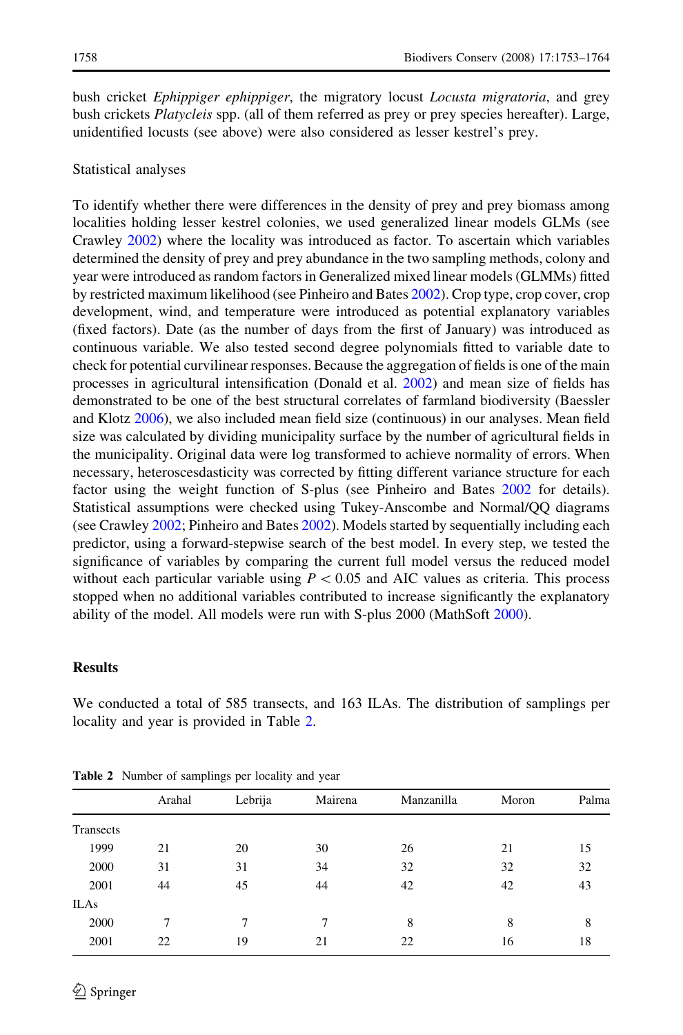bush cricket *Ephippiger ephippiger*, the migratory locust *Locusta migratoria*, and grey bush crickets *Platycleis* spp. (all of them referred as prey or prey species hereafter). Large, unidentified locusts (see above) were also considered as lesser kestrel's prey.

### Statistical analyses

To identify whether there were differences in the density of prey and prey biomass among localities holding lesser kestrel colonies, we used generalized linear models GLMs (see Crawley 2002) where the locality was introduced as factor. To ascertain which variables determined the density of prey and prey abundance in the two sampling methods, colony and year were introduced as random factors in Generalized mixed linear models (GLMMs) fitted by restricted maximum likelihood (see Pinheiro and Bates 2002). Crop type, crop cover, crop development, wind, and temperature were introduced as potential explanatory variables (fixed factors). Date (as the number of days from the first of January) was introduced as continuous variable. We also tested second degree polynomials fitted to variable date to check for potential curvilinear responses. Because the aggregation of fields is one of the main processes in agricultural intensification (Donald et al. 2002) and mean size of fields has demonstrated to be one of the best structural correlates of farmland biodiversity (Baessler and Klotz 2006), we also included mean field size (continuous) in our analyses. Mean field size was calculated by dividing municipality surface by the number of agricultural fields in the municipality. Original data were log transformed to achieve normality of errors. When necessary, heteroscesdasticity was corrected by fitting different variance structure for each factor using the weight function of S-plus (see Pinheiro and Bates 2002 for details). Statistical assumptions were checked using Tukey-Anscombe and Normal/QQ diagrams (see Crawley 2002; Pinheiro and Bates 2002). Models started by sequentially including each predictor, using a forward-stepwise search of the best model. In every step, we tested the significance of variables by comparing the current full model versus the reduced model without each particular variable using $P < 0.05$ and AIC values as criteria. This process stopped when no additional variables contributed to increase significantly the explanatory ability of the model. All models were run with S-plus 2000 (MathSoft 2000).

## Results

We conducted a total of 585 transects, and 163 ILAs. The distribution of samplings per locality and year is provided in Table 2.

**Table 2** Number of samplings per locality and year

| | Arahal | Lebrija | Mairena | Manzanilla | Moron | Palma |
|---|---|---|---|---|---|---|
| Transects | | | | | | |
| 1999 | 21 | 20 | 30 | 26 | 21 | 15 |
| 2000 | 31 | 31 | 34 | 32 | 32 | 32 |
| 2001 | 44 | 45 | 44 | 42 | 42 | 43 |
| ILAs | | | | | | |
| 2000 | 7 | 7 | 7 | 8 | 8 | 8 |
| 2001 | 22 | 19 | 21 | 22 | 16 | 18 |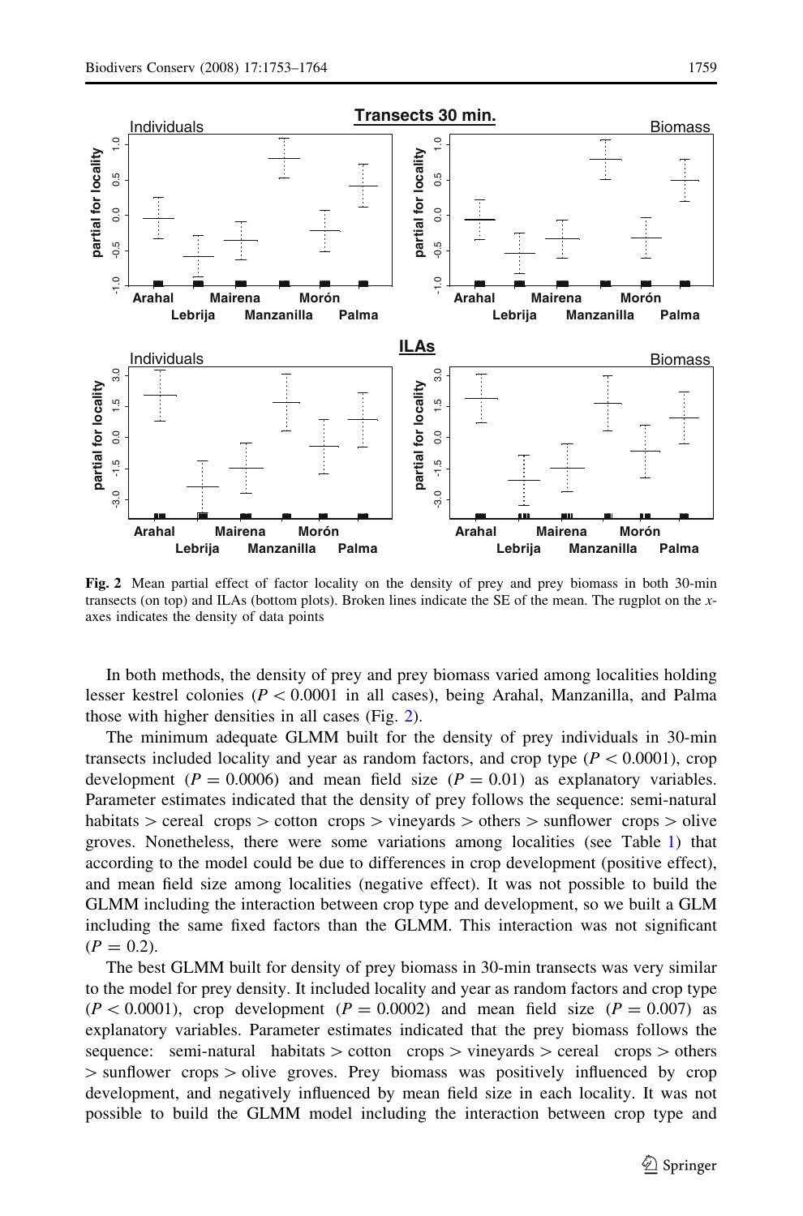Fig. 2 Mean partial effect of factor locality on the density of prey and prey biomass in both 30-min transects (on top) and ILAs (bottom plots). Broken lines indicate the SE of the mean. The rugplot on the $x$-axes indicates the density of data points

In both methods, the density of prey and prey biomass varied among localities holding lesser kestrel colonies ($P < 0.0001$ in all cases), being Arahal, Manzanilla, and Palma those with higher densities in all cases (Fig. 2).

The minimum adequate GLMM built for the density of prey individuals in 30-min transects included locality and year as random factors, and crop type ($P < 0.0001$), crop development ($P = 0.0006$) and mean field size ($P = 0.01$) as explanatory variables. Parameter estimates indicated that the density of prey follows the sequence: semi-natural habitats > cereal crops > cotton crops > vineyards > others > sunflower crops > olive groves. Nonetheless, there were some variations among localities (see Table 1) that according to the model could be due to differences in crop development (positive effect), and mean field size among localities (negative effect). It was not possible to build the GLMM including the interaction between crop type and development, so we built a GLM including the same fixed factors than the GLMM. This interaction was not significant ($P = 0.2$).

The best GLMM built for density of prey biomass in 30-min transects was very similar to the model for prey density. It included locality and year as random factors and crop type ($P < 0.0001$), crop development ($P = 0.0002$) and mean field size ($P = 0.007$) as explanatory variables. Parameter estimates indicated that the prey biomass follows the sequence: semi-natural habitats > cotton crops > vineyards > cereal crops > others > sunflower crops > olive groves. Prey biomass was positively influenced by crop development, and negatively influenced by mean field size in each locality. It was not possible to build the GLMM model including the interaction between crop type and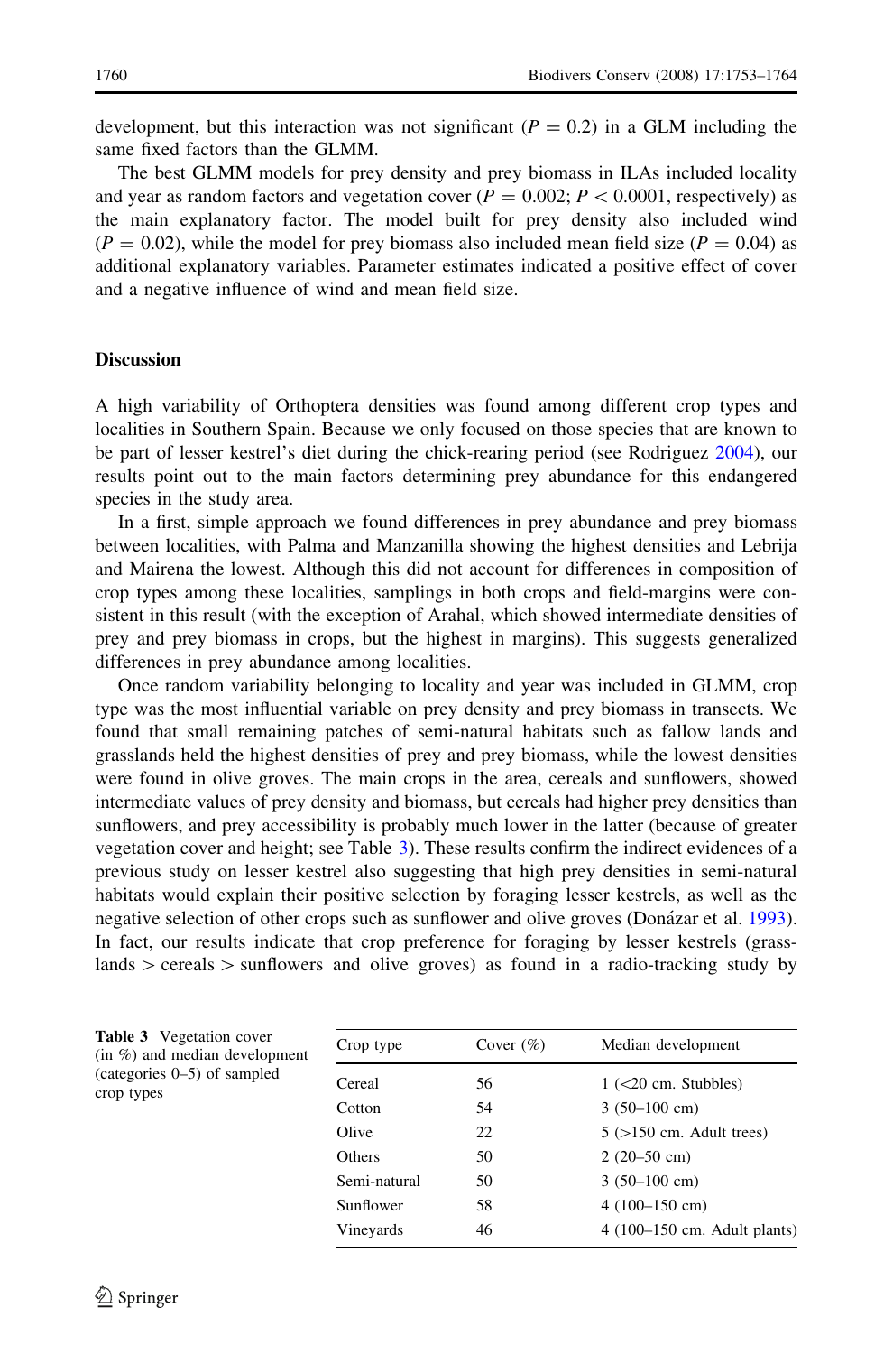development, but this interaction was not significant ($P = 0.2$) in a GLM including the same fixed factors than the GLMM.

The best GLMM models for prey density and prey biomass in ILAs included locality and year as random factors and vegetation cover ($P = 0.002$; $P < 0.0001$, respectively) as the main explanatory factor. The model built for prey density also included wind ($P = 0.02$), while the model for prey biomass also included mean field size ($P = 0.04$) as additional explanatory variables. Parameter estimates indicated a positive effect of cover and a negative influence of wind and mean field size.

## Discussion

A high variability of Orthoptera densities was found among different crop types and localities in Southern Spain. Because we only focused on those species that are known to be part of lesser kestrel's diet during the chick-rearing period (see Rodriguez 2004), our results point out to the main factors determining prey abundance for this endangered species in the study area.

In a first, simple approach we found differences in prey abundance and prey biomass between localities, with Palma and Manzanilla showing the highest densities and Lebrija and Mairena the lowest. Although this did not account for differences in composition of crop types among these localities, samplings in both crops and field-margins were consistent in this result (with the exception of Arahal, which showed intermediate densities of prey and prey biomass in crops, but the highest in margins). This suggests generalized differences in prey abundance among localities.

Once random variability belonging to locality and year was included in GLMM, crop type was the most influential variable on prey density and prey biomass in transects. We found that small remaining patches of semi-natural habitats such as fallow lands and grasslands held the highest densities of prey and prey biomass, while the lowest densities were found in olive groves. The main crops in the area, cereals and sunflowers, showed intermediate values of prey density and biomass, but cereals had higher prey densities than sunflowers, and prey accessibility is probably much lower in the latter (because of greater vegetation cover and height; see Table 3). These results confirm the indirect evidences of a previous study on lesser kestrel also suggesting that high prey densities in semi-natural habitats would explain their positive selection by foraging lesser kestrels, as well as the negative selection of other crops such as sunflower and olive groves (Donázar et al. 1993). In fact, our results indicate that crop preference for foraging by lesser kestrels (grasslands > cereals > sunflowers and olive groves) as found in a radio-tracking study by

**Table 3** Vegetation cover (in %) and median development (categories 0–5) of sampled crop types

| Crop type | Cover (%) | Median development |
|---|---|---|
| Cereal | 56 | 1 (<20 cm. Stubbles) |
| Cotton | 54 | 3 (50–100 cm) |
| Olive | 22 | 5 (>150 cm. Adult trees) |
| Others | 50 | 2 (20–50 cm) |
| Semi-natural | 50 | 3 (50–100 cm) |
| Sunflower | 58 | 4 (100–150 cm) |
| Vineyards | 46 | 4 (100–150 cm. Adult plants) |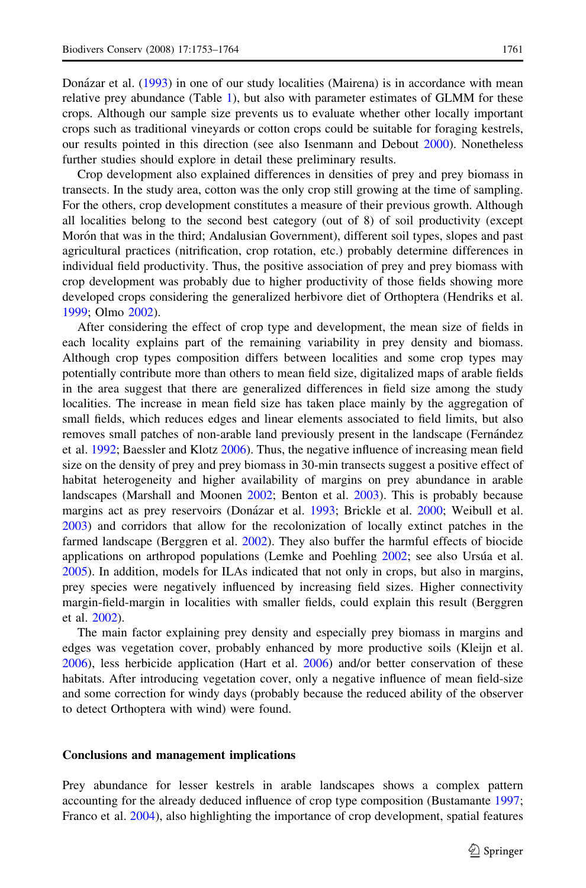Donázar et al. (1993) in one of our study localities (Mairena) is in accordance with mean relative prey abundance (Table 1), but also with parameter estimates of GLMM for these crops. Although our sample size prevents us to evaluate whether other locally important crops such as traditional vineyards or cotton crops could be suitable for foraging kestrels, our results pointed in this direction (see also Isenmann and Debout 2000). Nonetheless further studies should explore in detail these preliminary results.

Crop development also explained differences in densities of prey and prey biomass in transects. In the study area, cotton was the only crop still growing at the time of sampling. For the others, crop development constitutes a measure of their previous growth. Although all localities belong to the second best category (out of 8) of soil productivity (except Morón that was in the third; Andalusian Government), different soil types, slopes and past agricultural practices (nitrification, crop rotation, etc.) probably determine differences in individual field productivity. Thus, the positive association of prey and prey biomass with crop development was probably due to higher productivity of those fields showing more developed crops considering the generalized herbivore diet of Orthoptera (Hendriks et al. 1999; Olmo 2002).

After considering the effect of crop type and development, the mean size of fields in each locality explains part of the remaining variability in prey density and biomass. Although crop types composition differs between localities and some crop types may potentially contribute more than others to mean field size, digitalized maps of arable fields in the area suggest that there are generalized differences in field size among the study localities. The increase in mean field size has taken place mainly by the aggregation of small fields, which reduces edges and linear elements associated to field limits, but also removes small patches of non-arable land previously present in the landscape (Fernández et al. 1992; Baessler and Klotz 2006). Thus, the negative influence of increasing mean field size on the density of prey and prey biomass in 30-min transects suggest a positive effect of habitat heterogeneity and higher availability of margins on prey abundance in arable landscapes (Marshall and Moonen 2002; Benton et al. 2003). This is probably because margins act as prey reservoirs (Donázar et al. 1993; Brickle et al. 2000; Weibull et al. 2003) and corridors that allow for the recolonization of locally extinct patches in the farmed landscape (Berggren et al. 2002). They also buffer the harmful effects of biocide applications on arthropod populations (Lemke and Poehling 2002; see also Ursúa et al. 2005). In addition, models for ILAs indicated that not only in crops, but also in margins, prey species were negatively influenced by increasing field sizes. Higher connectivity margin-field-margin in localities with smaller fields, could explain this result (Berggren et al. 2002).

The main factor explaining prey density and especially prey biomass in margins and edges was vegetation cover, probably enhanced by more productive soils (Kleijn et al. 2006), less herbicide application (Hart et al. 2006) and/or better conservation of these habitats. After introducing vegetation cover, only a negative influence of mean field-size and some correction for windy days (probably because the reduced ability of the observer to detect Orthoptera with wind) were found.

## Conclusions and management implications

Prey abundance for lesser kestrels in arable landscapes shows a complex pattern accounting for the already deduced influence of crop type composition (Bustamante 1997; Franco et al. 2004), also highlighting the importance of crop development, spatial features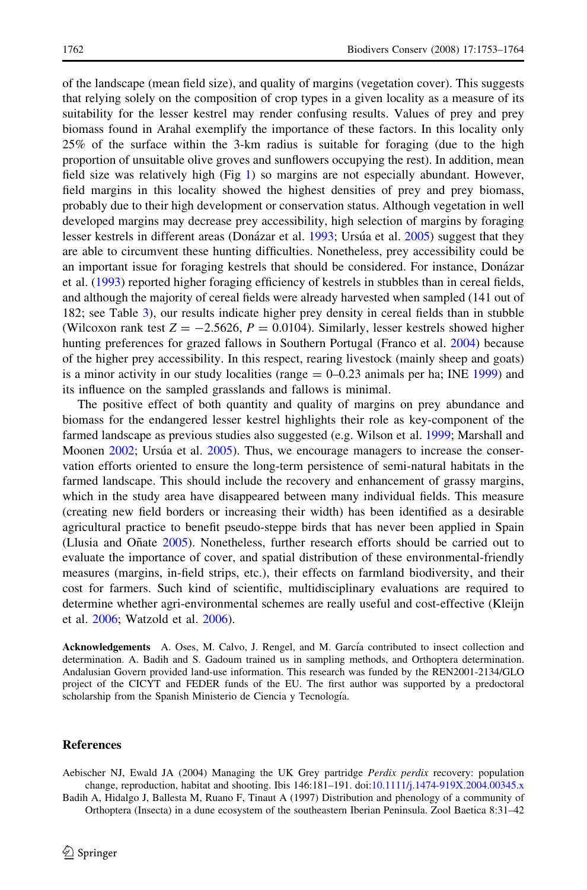of the landscape (mean field size), and quality of margins (vegetation cover). This suggests that relying solely on the composition of crop types in a given locality as a measure of its suitability for the lesser kestrel may render confusing results. Values of prey and prey biomass found in Arahal exemplify the importance of these factors. In this locality only 25% of the surface within the 3-km radius is suitable for foraging (due to the high proportion of unsuitable olive groves and sunflowers occupying the rest). In addition, mean field size was relatively high (Fig 1) so margins are not especially abundant. However, field margins in this locality showed the highest densities of prey and prey biomass, probably due to their high development or conservation status. Although vegetation in well developed margins may decrease prey accessibility, high selection of margins by foraging lesser kestrels in different areas (Donázar et al. 1993; Ursúa et al. 2005) suggest that they are able to circumvent these hunting difficulties. Nonetheless, prey accessibility could be an important issue for foraging kestrels that should be considered. For instance, Donázar et al. (1993) reported higher foraging efficiency of kestrels in stubbles than in cereal fields, and although the majority of cereal fields were already harvested when sampled (141 out of 182; see Table 3), our results indicate higher prey density in cereal fields than in stubble (Wilcoxon rank test $Z = -2.5626$, $P = 0.0104$). Similarly, lesser kestrels showed higher hunting preferences for grazed fallows in Southern Portugal (Franco et al. 2004) because of the higher prey accessibility. In this respect, rearing livestock (mainly sheep and goats) is a minor activity in our study localities (range = 0–0.23 animals per ha; INE 1999) and its influence on the sampled grasslands and fallows is minimal.

The positive effect of both quantity and quality of margins on prey abundance and biomass for the endangered lesser kestrel highlights their role as key-component of the farmed landscape as previous studies also suggested (e.g. Wilson et al. 1999; Marshall and Moonen 2002; Ursúa et al. 2005). Thus, we encourage managers to increase the conservation efforts oriented to ensure the long-term persistence of semi-natural habitats in the farmed landscape. This should include the recovery and enhancement of grassy margins, which in the study area have disappeared between many individual fields. This measure (creating new field borders or increasing their width) has been identified as a desirable agricultural practice to benefit pseudo-steppe birds that has never been applied in Spain (Llusia and Oñate 2005). Nonetheless, further research efforts should be carried out to evaluate the importance of cover, and spatial distribution of these environmental-friendly measures (margins, in-field strips, etc.), their effects on farmland biodiversity, and their cost for farmers. Such kind of scientific, multidisciplinary evaluations are required to determine whether agri-environmental schemes are really useful and cost-effective (Kleijn et al. 2006; Watzold et al. 2006).

**Acknowledgements** A. Oses, M. Calvo, J. Rengel, and M. García contributed to insect collection and determination. A. Badih and S. Gadoum trained us in sampling methods, and Orthoptera determination. Andalusian Govern provided land-use information. This research was funded by the REN2001-2134/GLO project of the CICYT and FEDER funds of the EU. The first author was supported by a predoctoral scholarship from the Spanish Ministerio de Ciencia y Tecnología.

## References

Aebischer NJ, Ewald JA (2004) Managing the UK Grey partridge *Perdix perdix* recovery: population change, reproduction, habitat and shooting. Ibis 146:181–191. doi:10.1111/j.1474-919X.2004.00345.x

Badih A, Hidalgo J, Ballesta M, Ruano F, Tinaut A (1997) Distribution and phenology of a community of Orthoptera (Insecta) in a dune ecosystem of the southeastern Iberian Peninsula. Zool Baetica 8:31–42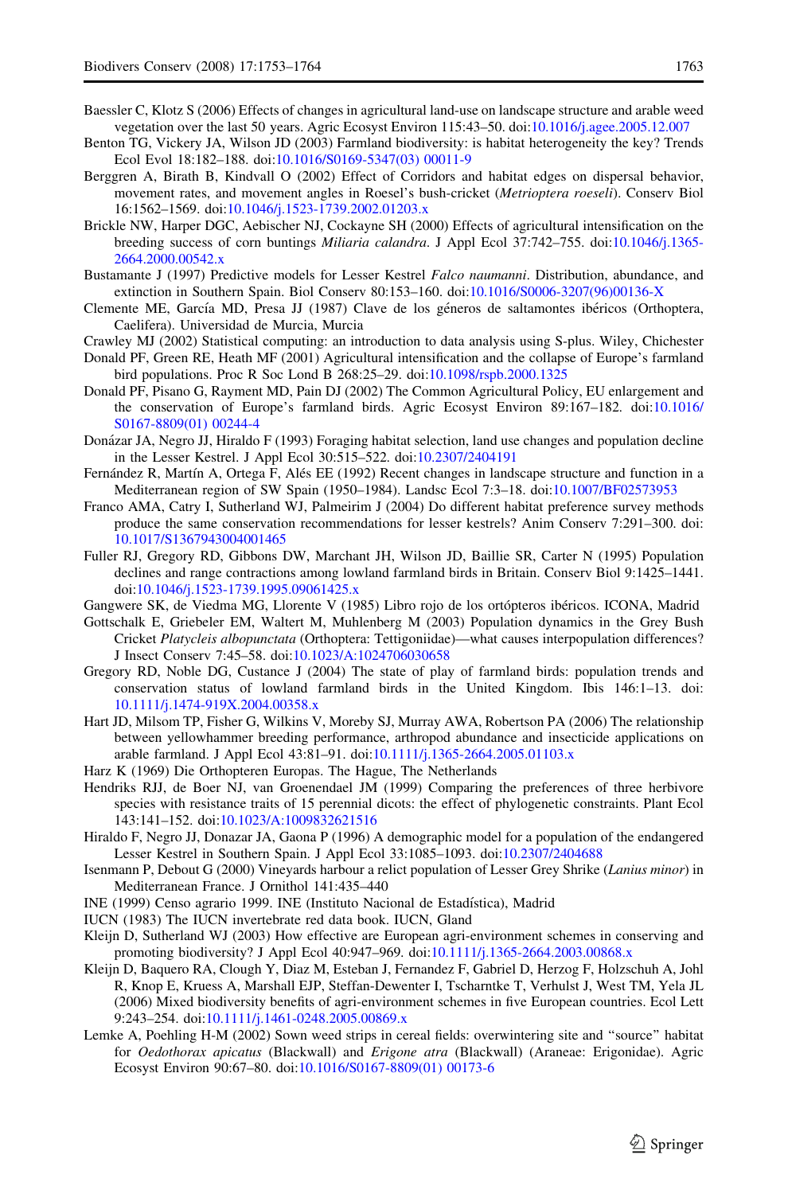Baessler C, Klotz S (2006) Effects of changes in agricultural land-use on landscape structure and arable weed vegetation over the last 50 years. Agric Ecosyst Environ 115:43–50. doi:10.1016/j.agee.2005.12.007

Benton TG, Vickery JA, Wilson JD (2003) Farmland biodiversity: is habitat heterogeneity the key? Trends Ecol Evol 18:182–188. doi:10.1016/S0169-5347(03) 00011-9

Berggren A, Birath B, Kindvall O (2002) Effect of Corridors and habitat edges on dispersal behavior, movement rates, and movement angles in Roesel's bush-cricket (*Metrioptera roeseli*). Conserv Biol 16:1562–1569. doi:10.1046/j.1523-1739.2002.01203.x

Brickle NW, Harper DGC, Aebischer NJ, Cockayne SH (2000) Effects of agricultural intensification on the breeding success of corn buntings *Miliaria calandra*. J Appl Ecol 37:742–755. doi:10.1046/j.1365-2664.2000.00542.x

Bustamante J (1997) Predictive models for Lesser Kestrel *Falco naumanni*. Distribution, abundance, and extinction in Southern Spain. Biol Conserv 80:153–160. doi:10.1016/S0006-3207(96)00136-X

Clemente ME, García MD, Presa JJ (1987) Clave de los géneros de saltamontes ibéricos (Orthoptera, Caelifera). Universidad de Murcia, Murcia

Crawley MJ (2002) Statistical computing: an introduction to data analysis using S-plus. Wiley, Chichester

Donald PF, Green RE, Heath MF (2001) Agricultural intensification and the collapse of Europe's farmland bird populations. Proc R Soc Lond B 268:25–29. doi:10.1098/rspb.2000.1325

Donald PF, Pisano G, Rayment MD, Pain DJ (2002) The Common Agricultural Policy, EU enlargement and the conservation of Europe's farmland birds. Agric Ecosyst Environ 89:167–182. doi:10.1016/S0167-8809(01) 00244-4

Donázar JA, Negro JJ, Hiraldo F (1993) Foraging habitat selection, land use changes and population decline in the Lesser Kestrel. J Appl Ecol 30:515–522. doi:10.2307/2404191

Fernández R, Martín A, Ortega F, Alés EE (1992) Recent changes in landscape structure and function in a Mediterranean region of SW Spain (1950–1984). Landsc Ecol 7:3–18. doi:10.1007/BF02573953

Franco AMA, Catry I, Sutherland WJ, Palmeirim J (2004) Do different habitat preference survey methods produce the same conservation recommendations for lesser kestrels? Anim Conserv 7:291–300. doi:10.1017/S1367943004001465

Fuller RJ, Gregory RD, Gibbons DW, Marchant JH, Wilson JD, Baillie SR, Carter N (1995) Population declines and range contractions among lowland farmland birds in Britain. Conserv Biol 9:1425–1441. doi:10.1046/j.1523-1739.1995.09061425.x

Gangwere SK, de Viedma MG, Llorente V (1985) Libro rojo de los ortópteros ibéricos. ICONA, Madrid

Gottschalk E, Griebeler EM, Waltert M, Muhlenberg M (2003) Population dynamics in the Grey Bush Cricket *Platycleis albopunctata* (Orthoptera: Tettigoniidae)—what causes interpopulation differences? J Insect Conserv 7:45–58. doi:10.1023/A:1024706030658

Gregory RD, Noble DG, Custance J (2004) The state of play of farmland birds: population trends and conservation status of lowland farmland birds in the United Kingdom. Ibis 146:1–13. doi:10.1111/j.1474-919X.2004.00358.x

Hart JD, Milsom TP, Fisher G, Wilkins V, Moreby SJ, Murray AWA, Robertson PA (2006) The relationship between yellowhammer breeding performance, arthropod abundance and insecticide applications on arable farmland. J Appl Ecol 43:81–91. doi:10.1111/j.1365-2664.2005.01103.x

Harz K (1969) Die Orthopteren Europas. The Hague, The Netherlands

Hendriks RJJ, de Boer NJ, van Groenendael JM (1999) Comparing the preferences of three herbivore species with resistance traits of 15 perennial dicots: the effect of phylogenetic constraints. Plant Ecol 143:141–152. doi:10.1023/A:1009832621516

Hiraldo F, Negro JJ, Donazar JA, Gaona P (1996) A demographic model for a population of the endangered Lesser Kestrel in Southern Spain. J Appl Ecol 33:1085–1093. doi:10.2307/2404688

Isenmann P, Debout G (2000) Vineyards harbour a relict population of Lesser Grey Shrike (*Lanius minor*) in Mediterranean France. J Ornithol 141:435–440

INE (1999) Censo agrario 1999. INE (Instituto Nacional de Estadística), Madrid

IUCN (1983) The IUCN invertebrate red data book. IUCN, Gland

Kleijn D, Sutherland WJ (2003) How effective are European agri-environment schemes in conserving and promoting biodiversity? J Appl Ecol 40:947–969. doi:10.1111/j.1365-2664.2003.00868.x

Kleijn D, Baquero RA, Clough Y, Diaz M, Esteban J, Fernandez F, Gabriel D, Herzog F, Holzschuh A, Johl R, Knop E, Kruess A, Marshall EJP, Steffan-Dewenter I, Tscharntke T, Verhulst J, West TM, Yela JL (2006) Mixed biodiversity benefits of agri-environment schemes in five European countries. Ecol Lett 9:243–254. doi:10.1111/j.1461-0248.2005.00869.x

Lemke A, Poehling H-M (2002) Sown weed strips in cereal fields: overwintering site and "source" habitat for *Oedothorax apicatus* (Blackwall) and *Erigone atra* (Blackwall) (Araneae: Erigonidae). Agric Ecosyst Environ 90:67–80. doi:10.1016/S0167-8809(01) 00173-6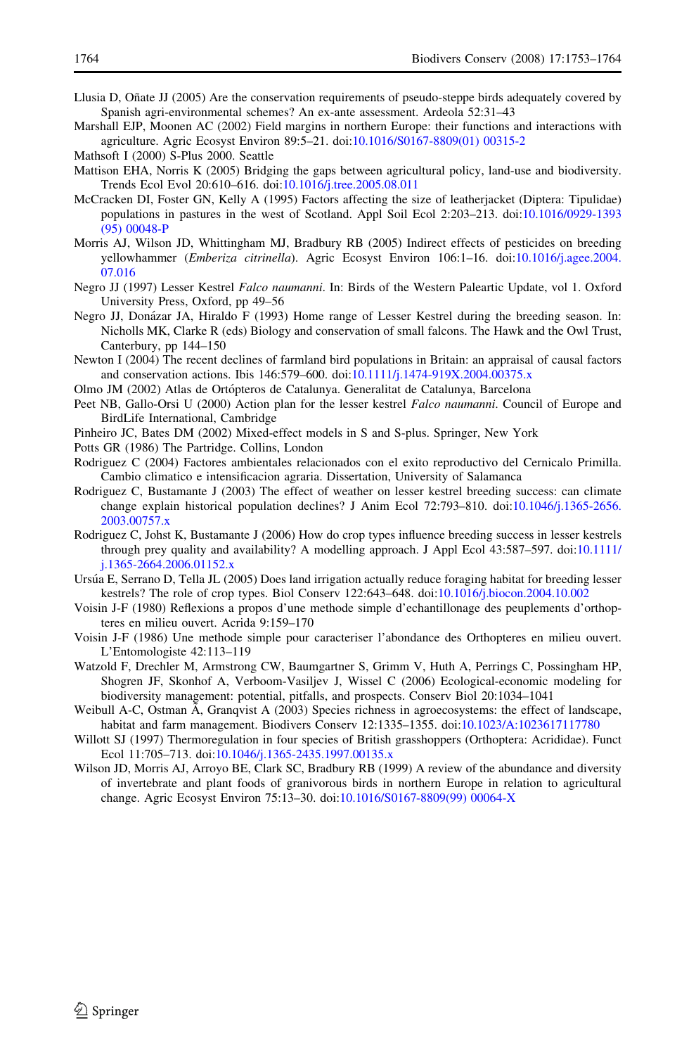Llusia D, Oñate JJ (2005) Are the conservation requirements of pseudo-steppe birds adequately covered by Spanish agri-environmental schemes? An ex-ante assessment. Ardeola 52:31–43

Marshall EJP, Moonen AC (2002) Field margins in northern Europe: their functions and interactions with agriculture. Agric Ecosyst Environ 89:5–21. doi:10.1016/S0167-8809(01) 00315-2

Mathsoft I (2000) S-Plus 2000. Seattle

Mattison EHA, Norris K (2005) Bridging the gaps between agricultural policy, land-use and biodiversity. Trends Ecol Evol 20:610–616. doi:10.1016/j.tree.2005.08.011

McCracken DI, Foster GN, Kelly A (1995) Factors affecting the size of leatherjacket (Diptera: Tipulidae) populations in pastures in the west of Scotland. Appl Soil Ecol 2:203–213. doi:10.1016/0929-1393 (95) 00048-P

Morris AJ, Wilson JD, Whittingham MJ, Bradbury RB (2005) Indirect effects of pesticides on breeding yellowhammer (*Emberiza citrinella*). Agric Ecosyst Environ 106:1–16. doi:10.1016/j.agee.2004.07.016

Negro JJ (1997) Lesser Kestrel *Falco naumanni*. In: Birds of the Western Paleartic Update, vol 1. Oxford University Press, Oxford, pp 49–56

Negro JJ, Donázar JA, Hiraldo F (1993) Home range of Lesser Kestrel during the breeding season. In: Nicholls MK, Clarke R (eds) Biology and conservation of small falcons. The Hawk and the Owl Trust, Canterbury, pp 144–150

Newton I (2004) The recent declines of farmland bird populations in Britain: an appraisal of causal factors and conservation actions. Ibis 146:579–600. doi:10.1111/j.1474-919X.2004.00375.x

Olmo JM (2002) Atlas de Ortópteros de Catalunya. Generalitat de Catalunya, Barcelona

Peet NB, Gallo-Orsi U (2000) Action plan for the lesser kestrel *Falco naumanni*. Council of Europe and BirdLife International, Cambridge

Pinheiro JC, Bates DM (2002) Mixed-effect models in S and S-plus. Springer, New York

Potts GR (1986) The Partridge. Collins, London

Rodriguez C (2004) Factores ambientales relacionados con el exito reproductivo del Cernicalo Primilla. Cambio climatico e intensificacion agraria. Dissertation, University of Salamanca

Rodriguez C, Bustamante J (2003) The effect of weather on lesser kestrel breeding success: can climate change explain historical population declines? J Anim Ecol 72:793–810. doi:10.1046/j.1365-2656.2003.00757.x

Rodriguez C, Johst K, Bustamante J (2006) How do crop types influence breeding success in lesser kestrels through prey quality and availability? A modelling approach. J Appl Ecol 43:587–597. doi:10.1111/j.1365-2664.2006.01152.x

Ursúa E, Serrano D, Tella JL (2005) Does land irrigation actually reduce foraging habitat for breeding lesser kestrels? The role of crop types. Biol Conserv 122:643–648. doi:10.1016/j.biocon.2004.10.002

Voisin J-F (1980) Reflexions a propos d'une methode simple d'echantillonage des peuplements d'orthopteres en milieu ouvert. Acrida 9:159–170

Voisin J-F (1986) Une methode simple pour caracteriser l'abondance des Orthopteres en milieu ouvert. L'Entomologiste 42:113–119

Watzold F, Drechler M, Armstrong CW, Baumgartner S, Grimm V, Huth A, Perrings C, Possingham HP, Shogren JF, Skonhof A, Verboom-Vasiljev J, Wissel C (2006) Ecological-economic modeling for biodiversity management: potential, pitfalls, and prospects. Conserv Biol 20:1034–1041

Weibull A-C, Ostman Å, Granqvist A (2003) Species richness in agroecosystems: the effect of landscape, habitat and farm management. Biodivers Conserv 12:1335–1355. doi:10.1023/A:1023617117780

Willott SJ (1997) Thermoregulation in four species of British grasshoppers (Orthoptera: Acrididae). Funct Ecol 11:705–713. doi:10.1046/j.1365-2435.1997.00135.x

Wilson JD, Morris AJ, Arroyo BE, Clark SC, Bradbury RB (1999) A review of the abundance and diversity of invertebrate and plant foods of granivorous birds in northern Europe in relation to agricultural change. Agric Ecosyst Environ 75:13–30. doi:10.1016/S0167-8809(99) 00064-X